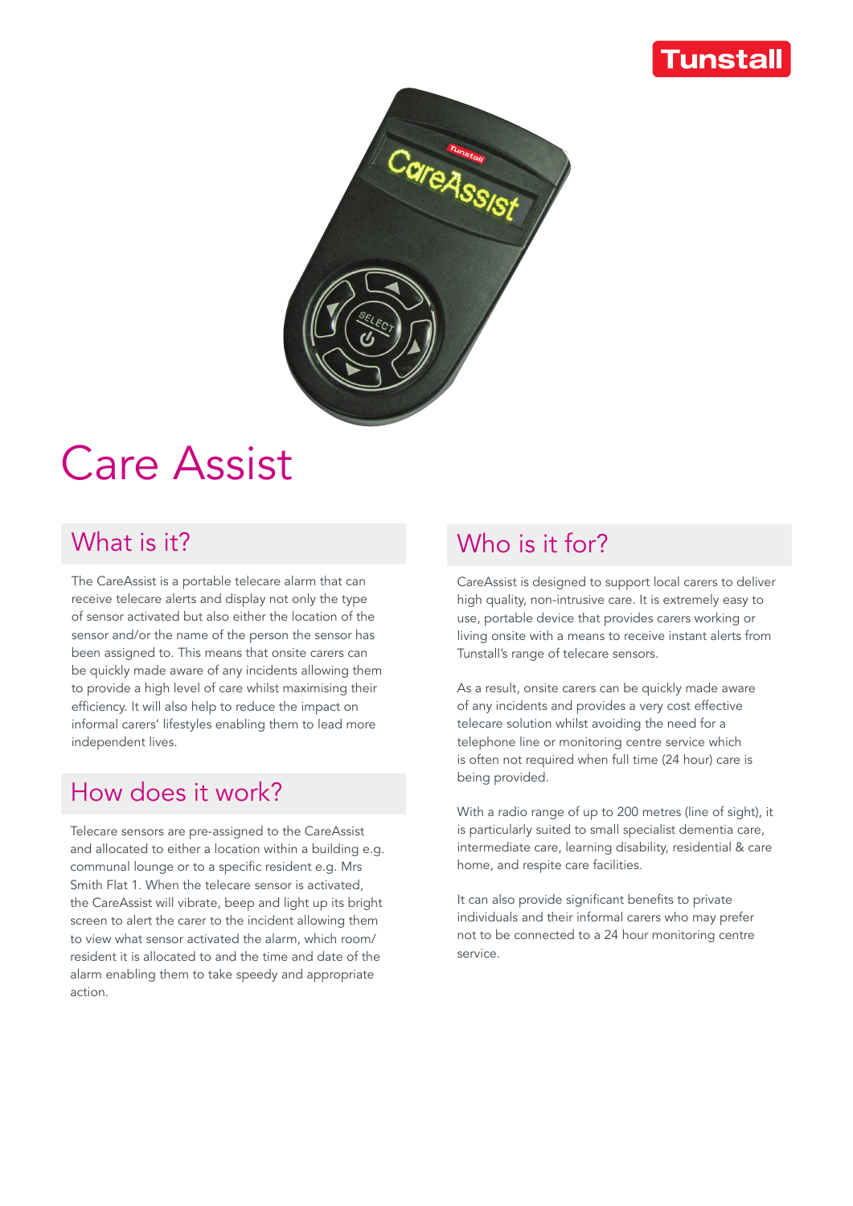# Care Assist

## What is it?

The CareAssist is a portable telecare alarm that can receive telecare alerts and display not only the type of sensor activated but also either the location of the sensor and/or the name of the person the sensor has been assigned to. This means that onsite carers can be quickly made aware of any incidents allowing them to provide a high level of care whilst maximising their efficiency. It will also help to reduce the impact on informal carers' lifestyles enabling them to lead more independent lives.

## How does it work?

Telecare sensors are pre-assigned to the CareAssist and allocated to either a location within a building e.g. communal lounge or to a specific resident e.g. Mrs Smith Flat 1. When the telecare sensor is activated, the CareAssist will vibrate, beep and light up its bright screen to alert the carer to the incident allowing them to view what sensor activated the alarm, which room/resident it is allocated to and the time and date of the alarm enabling them to take speedy and appropriate action.

## Who is it for?

CareAssist is designed to support local carers to deliver high quality, non-intrusive care. It is extremely easy to use, portable device that provides carers working or living onsite with a means to receive instant alerts from Tunstall's range of telecare sensors.

As a result, onsite carers can be quickly made aware of any incidents and provides a very cost effective telecare solution whilst avoiding the need for a telephone line or monitoring centre service which is often not required when full time (24 hour) care is being provided.

With a radio range of up to 200 metres (line of sight), it is particularly suited to small specialist dementia care, intermediate care, learning disability, residential & care home, and respite care facilities.

It can also provide significant benefits to private individuals and their informal carers who may prefer not to be connected to a 24 hour monitoring centre service.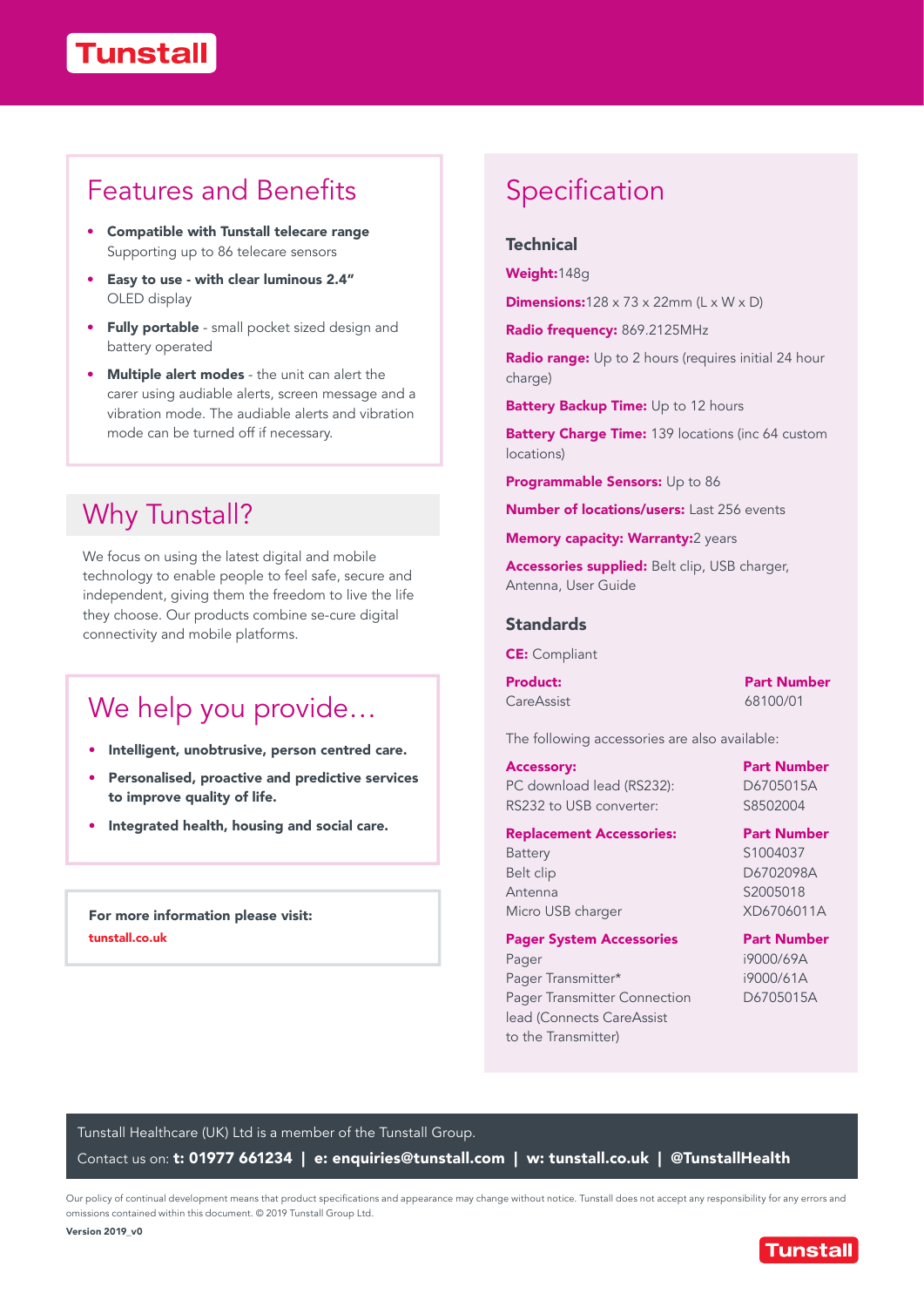## Features and Benefits

- **Compatible with Tunstall telecare range** Supporting up to 86 telecare sensors
- **Easy to use - with clear luminous 2.4"** OLED display
- **Fully portable** - small pocket sized design and battery operated
- **Multiple alert modes** - the unit can alert the carer using audiable alerts, screen message and a vibration mode. The audiable alerts and vibration mode can be turned off if necessary.

## Why Tunstall?

We focus on using the latest digital and mobile technology to enable people to feel safe, secure and independent, giving them the freedom to live the life they choose. Our products combine se-cure digital connectivity and mobile platforms.

## We help you provide…

- **Intelligent, unobtrusive, person centred care.**
- **Personalised, proactive and predictive services to improve quality of life.**
- **Integrated health, housing and social care.**

**For more information please visit:**
**tunstall.co.uk**

## Specification

### Technical

**Weight:**148g

**Dimensions:**128 x 73 x 22mm (L x W x D)

**Radio frequency:** 869.2125MHz

**Radio range:** Up to 2 hours (requires initial 24 hour charge)

**Battery Backup Time:** Up to 12 hours

**Battery Charge Time:** 139 locations (inc 64 custom locations)

**Programmable Sensors:** Up to 86

**Number of locations/users:** Last 256 events

**Memory capacity: Warranty:**2 years

**Accessories supplied:** Belt clip, USB charger, Antenna, User Guide

### Standards

**CE:** Compliant

| **Product:** | **Part Number** |
| --- | --- |
| CareAssist | 68100/01 |

The following accessories are also available:

| **Accessory:** | **Part Number** |
| --- | --- |
| PC download lead (RS232): | D6705015A |
| RS232 to USB converter: | S8502004 |

| **Replacement Accessories:** | **Part Number** |
| --- | --- |
| Battery | S1004037 |
| Belt clip | D6702098A |
| Antenna | S2005018 |
| Micro USB charger | XD6706011A |

| **Pager System Accessories** | **Part Number** |
| --- | --- |
| Pager | i9000/69A |
| Pager Transmitter* | i9000/61A |
| Pager Transmitter Connection lead (Connects CareAssist to the Transmitter) | D6705015A |

Tunstall Healthcare (UK) Ltd is a member of the Tunstall Group.

Contact us on: **t: 01977 661234** | **e: enquiries@tunstall.com** | **w: tunstall.co.uk** | **@TunstallHealth**

Our policy of continual development means that product specifications and appearance may change without notice. Tunstall does not accept any responsibility for any errors and omissions contained within this document. © 2019 Tunstall Group Ltd.

**Version 2019_v0**